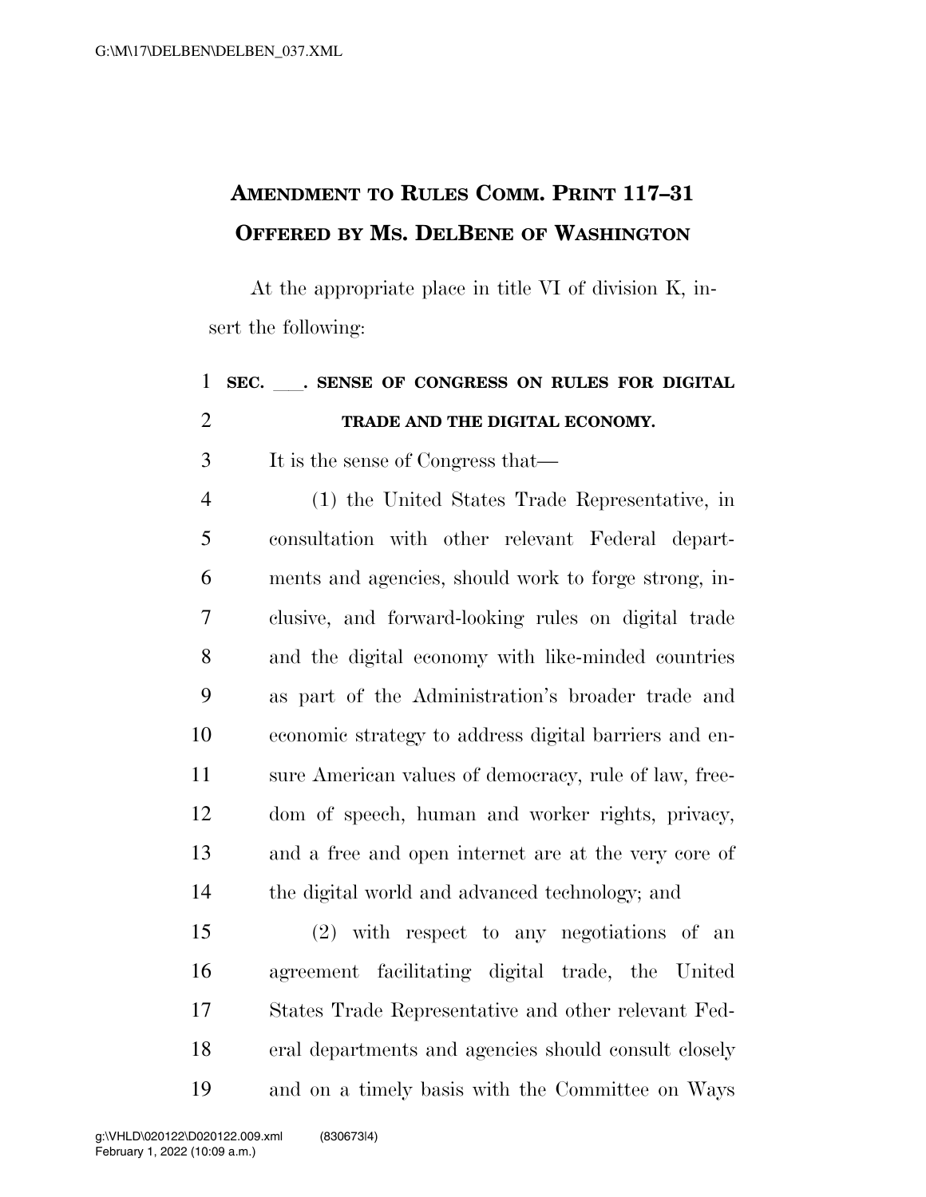# AMENDMENT TO RULES COMM. PRINT 117–31 OFFERED BY MS. DELBENE OF WASHINGTON

At the appropriate place in title VI of division K, insert the following:

**SEC. \_\_\_. SENSE OF CONGRESS ON RULES FOR DIGITAL TRADE AND THE DIGITAL ECONOMY.**

It is the sense of Congress that—

(1) the United States Trade Representative, in consultation with other relevant Federal departments and agencies, should work to forge strong, inclusive, and forward-looking rules on digital trade and the digital economy with like-minded countries as part of the Administration's broader trade and economic strategy to address digital barriers and ensure American values of democracy, rule of law, freedom of speech, human and worker rights, privacy, and a free and open internet are at the very core of the digital world and advanced technology; and

(2) with respect to any negotiations of an agreement facilitating digital trade, the United States Trade Representative and other relevant Federal departments and agencies should consult closely and on a timely basis with the Committee on Ways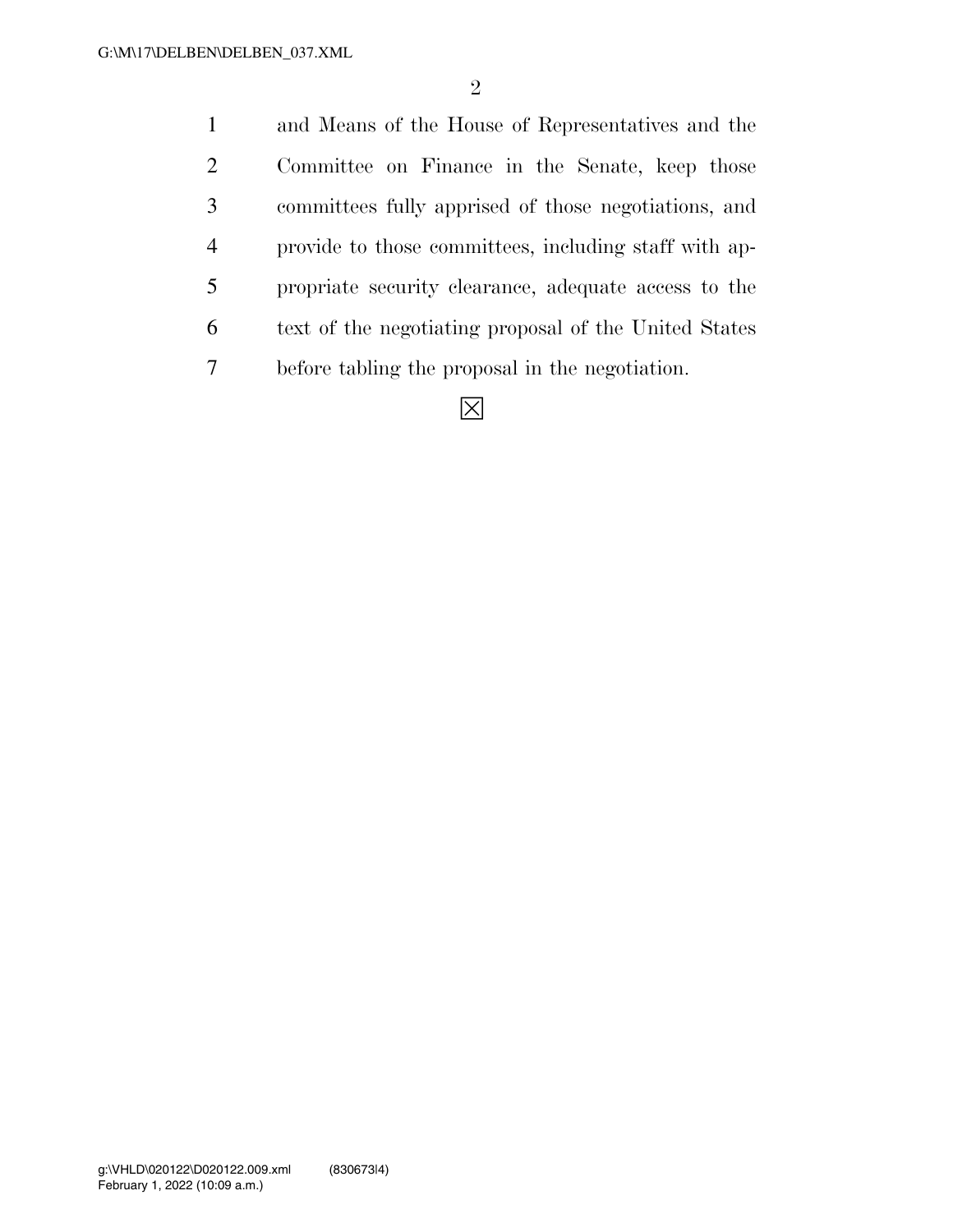and Means of the House of Representatives and the Committee on Finance in the Senate, keep those committees fully apprised of those negotiations, and provide to those committees, including staff with appropriate security clearance, adequate access to the text of the negotiating proposal of the United States before tabling the proposal in the negotiation.